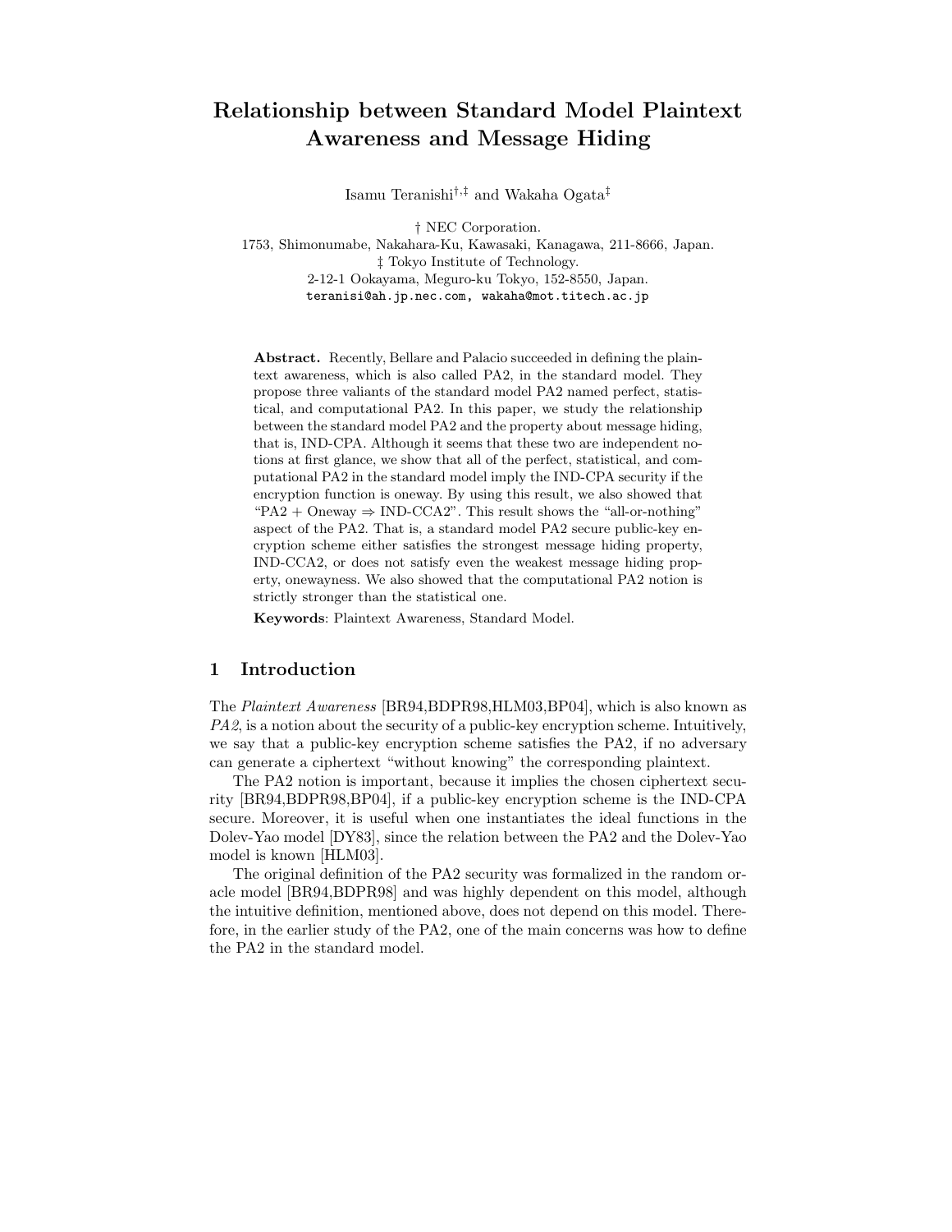# Relationship between Standard Model Plaintext Awareness and Message Hiding

Isamu Teranishi[†,‡] and Wakaha Ogata[‡]

† NEC Corporation.
1753, Shimonumabe, Nakahara-Ku, Kawasaki, Kanagawa, 211-8666, Japan.
‡ Tokyo Institute of Technology.
2-12-1 Ookayama, Meguro-ku Tokyo, 152-8550, Japan.
teranisi@ah.jp.nec.com, wakaha@mot.titech.ac.jp

**Abstract.** Recently, Bellare and Palacio succeeded in defining the plaintext awareness, which is also called PA2, in the standard model. They propose three valiants of the standard model PA2 named perfect, statistical, and computational PA2. In this paper, we study the relationship between the standard model PA2 and the property about message hiding, that is, IND-CPA. Although it seems that these two are independent notions at first glance, we show that all of the perfect, statistical, and computational PA2 in the standard model imply the IND-CPA security if the encryption function is oneway. By using this result, we also showed that "PA2 + Oneway $\Rightarrow$ IND-CCA2". This result shows the "all-or-nothing" aspect of the PA2. That is, a standard model PA2 secure public-key encryption scheme either satisfies the strongest message hiding property, IND-CCA2, or does not satisfy even the weakest message hiding property, onewayness. We also showed that the computational PA2 notion is strictly stronger than the statistical one.

**Keywords**: Plaintext Awareness, Standard Model.

## 1 Introduction

The *Plaintext Awareness* [BR94,BDPR98,HLM03,BP04], which is also known as *PA2*, is a notion about the security of a public-key encryption scheme. Intuitively, we say that a public-key encryption scheme satisfies the PA2, if no adversary can generate a ciphertext "without knowing" the corresponding plaintext.

The PA2 notion is important, because it implies the chosen ciphertext security [BR94,BDPR98,BP04], if a public-key encryption scheme is the IND-CPA secure. Moreover, it is useful when one instantiates the ideal functions in the Dolev-Yao model [DY83], since the relation between the PA2 and the Dolev-Yao model is known [HLM03].

The original definition of the PA2 security was formalized in the random oracle model [BR94,BDPR98] and was highly dependent on this model, although the intuitive definition, mentioned above, does not depend on this model. Therefore, in the earlier study of the PA2, one of the main concerns was how to define the PA2 in the standard model.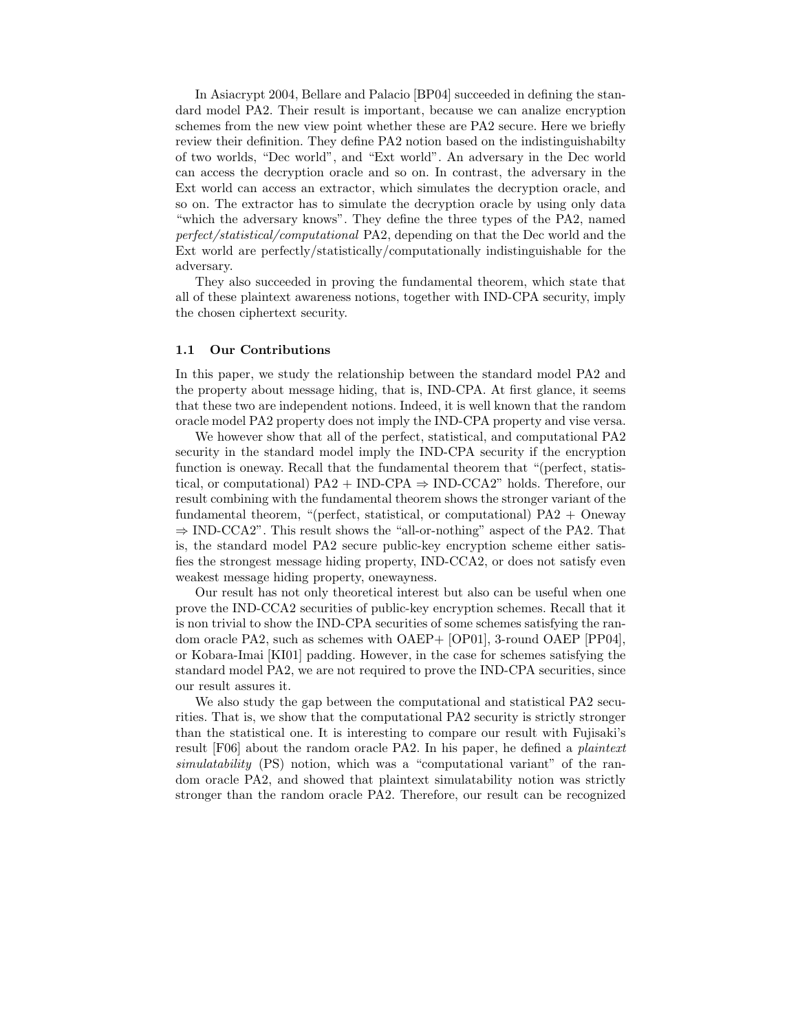In Asiacrypt 2004, Bellare and Palacio [BP04] succeeded in defining the standard model PA2. Their result is important, because we can analize encryption schemes from the new view point whether these are PA2 secure. Here we briefly review their definition. They define PA2 notion based on the indistinguishabilty of two worlds, "Dec world", and "Ext world". An adversary in the Dec world can access the decryption oracle and so on. In contrast, the adversary in the Ext world can access an extractor, which simulates the decryption oracle, and so on. The extractor has to simulate the decryption oracle by using only data "which the adversary knows". They define the three types of the PA2, named *perfect/statistical/computational* PA2, depending on that the Dec world and the Ext world are perfectly/statistically/computationally indistinguishable for the adversary.

They also succeeded in proving the fundamental theorem, which state that all of these plaintext awareness notions, together with IND-CPA security, imply the chosen ciphertext security.

### 1.1 Our Contributions

In this paper, we study the relationship between the standard model PA2 and the property about message hiding, that is, IND-CPA. At first glance, it seems that these two are independent notions. Indeed, it is well known that the random oracle model PA2 property does not imply the IND-CPA property and vise versa.

We however show that all of the perfect, statistical, and computational PA2 security in the standard model imply the IND-CPA security if the encryption function is oneway. Recall that the fundamental theorem that "(perfect, statistical, or computational) PA2 + IND-CPA $\Rightarrow$ IND-CCA2" holds. Therefore, our result combining with the fundamental theorem shows the stronger variant of the fundamental theorem, "(perfect, statistical, or computational) PA2 + Oneway $\Rightarrow$ IND-CCA2". This result shows the "all-or-nothing" aspect of the PA2. That is, the standard model PA2 secure public-key encryption scheme either satisfies the strongest message hiding property, IND-CCA2, or does not satisfy even weakest message hiding property, onewayness.

Our result has not only theoretical interest but also can be useful when one prove the IND-CCA2 securities of public-key encryption schemes. Recall that it is non trivial to show the IND-CPA securities of some schemes satisfying the random oracle PA2, such as schemes with OAEP+ [OP01], 3-round OAEP [PP04], or Kobara-Imai [KI01] padding. However, in the case for schemes satisfying the standard model PA2, we are not required to prove the IND-CPA securities, since our result assures it.

We also study the gap between the computational and statistical PA2 securities. That is, we show that the computational PA2 security is strictly stronger than the statistical one. It is interesting to compare our result with Fujisaki's result [F06] about the random oracle PA2. In his paper, he defined a *plaintext simulatability* (PS) notion, which was a "computational variant" of the random oracle PA2, and showed that plaintext simulatability notion was strictly stronger than the random oracle PA2. Therefore, our result can be recognized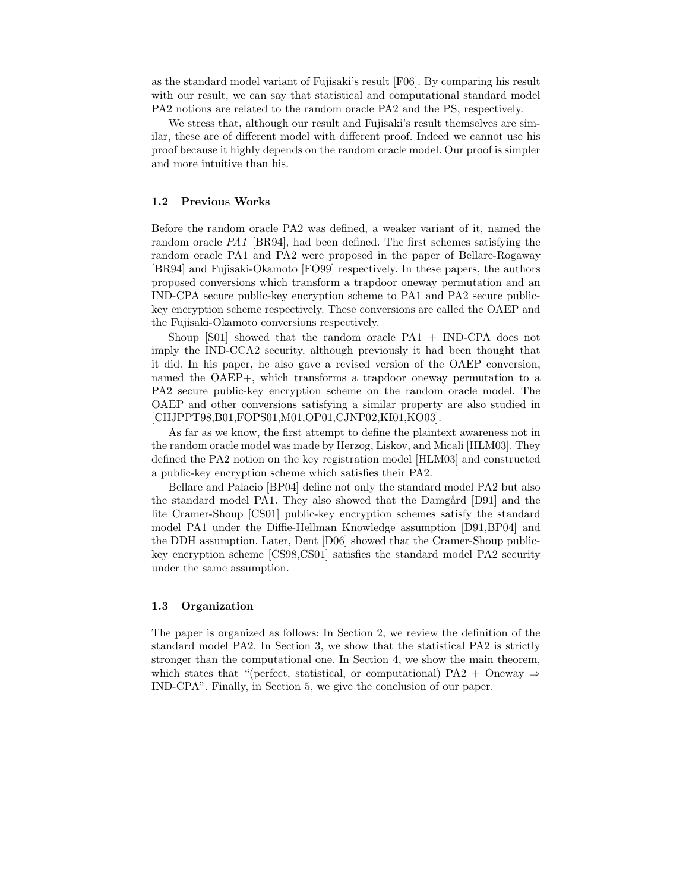as the standard model variant of Fujisaki's result [F06]. By comparing his result with our result, we can say that statistical and computational standard model PA2 notions are related to the random oracle PA2 and the PS, respectively.

We stress that, although our result and Fujisaki's result themselves are similar, these are of different model with different proof. Indeed we cannot use his proof because it highly depends on the random oracle model. Our proof is simpler and more intuitive than his.

### 1.2 Previous Works

Before the random oracle PA2 was defined, a weaker variant of it, named the random oracle *PA1* [BR94], had been defined. The first schemes satisfying the random oracle PA1 and PA2 were proposed in the paper of Bellare-Rogaway [BR94] and Fujisaki-Okamoto [FO99] respectively. In these papers, the authors proposed conversions which transform a trapdoor oneway permutation and an IND-CPA secure public-key encryption scheme to PA1 and PA2 secure public-key encryption scheme respectively. These conversions are called the OAEP and the Fujisaki-Okamoto conversions respectively.

Shoup [S01] showed that the random oracle PA1 + IND-CPA does not imply the IND-CCA2 security, although previously it had been thought that it did. In his paper, he also gave a revised version of the OAEP conversion, named the OAEP+, which transforms a trapdoor oneway permutation to a PA2 secure public-key encryption scheme on the random oracle model. The OAEP and other conversions satisfying a similar property are also studied in [CHJPPT98,B01,FOPS01,M01,OP01,CJNP02,KI01,KO03].

As far as we know, the first attempt to define the plaintext awareness not in the random oracle model was made by Herzog, Liskov, and Micali [HLM03]. They defined the PA2 notion on the key registration model [HLM03] and constructed a public-key encryption scheme which satisfies their PA2.

Bellare and Palacio [BP04] define not only the standard model PA2 but also the standard model PA1. They also showed that the Damgård [D91] and the lite Cramer-Shoup [CS01] public-key encryption schemes satisfy the standard model PA1 under the Diffie-Hellman Knowledge assumption [D91,BP04] and the DDH assumption. Later, Dent [D06] showed that the Cramer-Shoup public-key encryption scheme [CS98,CS01] satisfies the standard model PA2 security under the same assumption.

### 1.3 Organization

The paper is organized as follows: In Section 2, we review the definition of the standard model PA2. In Section 3, we show that the statistical PA2 is strictly stronger than the computational one. In Section 4, we show the main theorem, which states that "(perfect, statistical, or computational) PA2 + Oneway $\Rightarrow$ IND-CPA". Finally, in Section 5, we give the conclusion of our paper.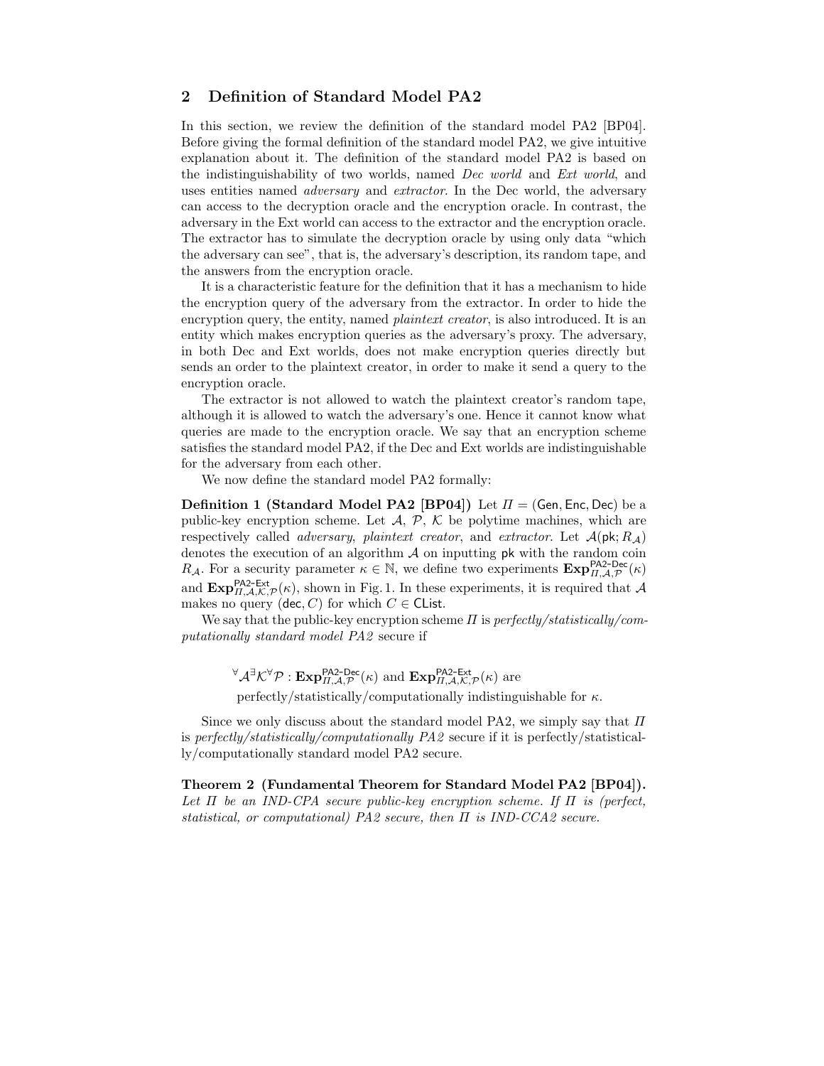## 2 Definition of Standard Model PA2

In this section, we review the definition of the standard model PA2 [BP04]. Before giving the formal definition of the standard model PA2, we give intuitive explanation about it. The definition of the standard model PA2 is based on the indistinguishability of two worlds, named *Dec world* and *Ext world*, and uses entities named *adversary* and *extractor*. In the Dec world, the adversary can access to the decryption oracle and the encryption oracle. In contrast, the adversary in the Ext world can access to the extractor and the encryption oracle. The extractor has to simulate the decryption oracle by using only data "which the adversary can see", that is, the adversary's description, its random tape, and the answers from the encryption oracle.

It is a characteristic feature for the definition that it has a mechanism to hide the encryption query of the adversary from the extractor. In order to hide the encryption query, the entity, named *plaintext creator*, is also introduced. It is an entity which makes encryption queries as the adversary's proxy. The adversary, in both Dec and Ext worlds, does not make encryption queries directly but sends an order to the plaintext creator, in order to make it send a query to the encryption oracle.

The extractor is not allowed to watch the plaintext creator's random tape, although it is allowed to watch the adversary's one. Hence it cannot know what queries are made to the encryption oracle. We say that an encryption scheme satisfies the standard model PA2, if the Dec and Ext worlds are indistinguishable for the adversary from each other.

We now define the standard model PA2 formally:

**Definition 1 (Standard Model PA2 [BP04])** Let $\Pi = (\mathsf{Gen}, \mathsf{Enc}, \mathsf{Dec})$ be a public-key encryption scheme. Let $\mathcal{A}$, $\mathcal{P}$, $\mathcal{K}$ be polytime machines, which are respectively called *adversary*, *plaintext creator*, and *extractor*. Let $\mathcal{A}(\mathsf{pk}; R_{\mathcal{A}})$ denotes the execution of an algorithm $\mathcal{A}$ on inputting $\mathsf{pk}$ with the random coin $R_{\mathcal{A}}$. For a security parameter $\kappa \in \mathbb{N}$, we define two experiments $\mathbf{Exp}^{\mathsf{PA2\text{-}Dec}}_{\Pi,\mathcal{A},\mathcal{P}}(\kappa)$ and $\mathbf{Exp}^{\mathsf{PA2\text{-}Ext}}_{\Pi,\mathcal{A},\mathcal{K},\mathcal{P}}(\kappa)$, shown in Fig. 1. In these experiments, it is required that $\mathcal{A}$ makes no query $(\mathsf{dec}, C)$ for which $C \in \mathsf{CList}$.

We say that the public-key encryption scheme $\Pi$ is *perfectly/statistically/computationally standard model PA2* secure if

$$\forall \mathcal{A} \exists \mathcal{K} \forall \mathcal{P} : \mathbf{Exp}^{\mathsf{PA2\text{-}Dec}}_{\Pi,\mathcal{A},\mathcal{P}}(\kappa) \text{ and } \mathbf{Exp}^{\mathsf{PA2\text{-}Ext}}_{\Pi,\mathcal{A},\mathcal{K},\mathcal{P}}(\kappa) \text{ are}$$
$$\text{perfectly/statistically/computationally indistinguishable for } \kappa.$$

Since we only discuss about the standard model PA2, we simply say that $\Pi$ is *perfectly/statistically/computationally PA2* secure if it is perfectly/statistically/computationally standard model PA2 secure.

**Theorem 2 (Fundamental Theorem for Standard Model PA2 [BP04]).** *Let $\Pi$ be an IND-CPA secure public-key encryption scheme. If $\Pi$ is (perfect, statistical, or computational) PA2 secure, then $\Pi$ is IND-CCA2 secure.*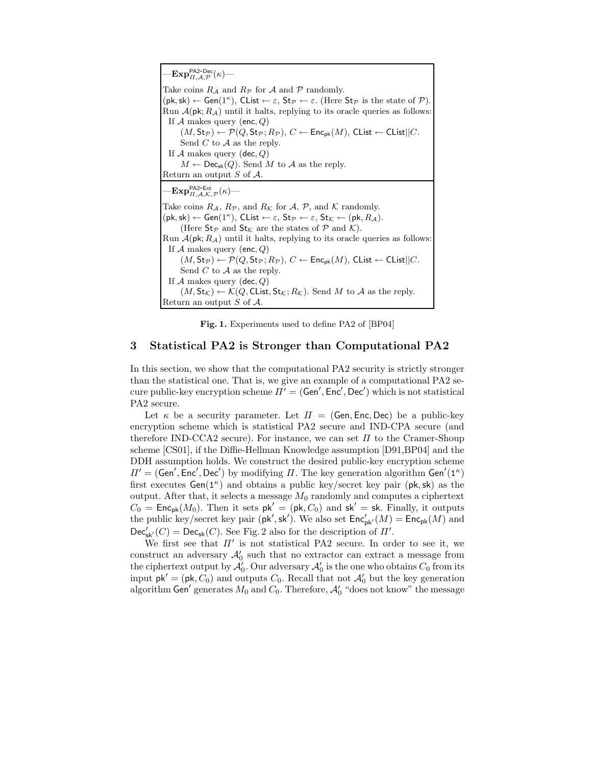—$\mathbf{Exp}^{\mathsf{PA2\text{-}Dec}}_{\Pi,\mathcal{A},\mathcal{P}}(\kappa)$—

Take coins $R_\mathcal{A}$ and $R_\mathcal{P}$ for $\mathcal{A}$ and $\mathcal{P}$ randomly.
$(\mathsf{pk}, \mathsf{sk}) \leftarrow \mathsf{Gen}(1^\kappa)$, $\mathsf{CList} \leftarrow \varepsilon$, $\mathsf{St}_\mathcal{P} \leftarrow \varepsilon$. (Here $\mathsf{St}_\mathcal{P}$ is the state of $\mathcal{P}$).
Run $\mathcal{A}(\mathsf{pk}; R_\mathcal{A})$ until it halts, replying to its oracle queries as follows:
  If $\mathcal{A}$ makes query $(\mathsf{enc}, Q)$
    $(M, \mathsf{St}_\mathcal{P}) \leftarrow \mathcal{P}(Q, \mathsf{St}_\mathcal{P}; R_\mathcal{P})$, $C \leftarrow \mathsf{Enc}_\mathsf{pk}(M)$, $\mathsf{CList} \leftarrow \mathsf{CList}||C$.
    Send $C$ to $\mathcal{A}$ as the reply.
  If $\mathcal{A}$ makes query $(\mathsf{dec}, Q)$
    $M \leftarrow \mathsf{Dec}_\mathsf{sk}(Q)$. Send $M$ to $\mathcal{A}$ as the reply.
Return an output $S$ of $\mathcal{A}$.

—$\mathbf{Exp}^{\mathsf{PA2\text{-}Ext}}_{\Pi,\mathcal{A},\mathcal{K},\mathcal{P}}(\kappa)$—

Take coins $R_\mathcal{A}$, $R_\mathcal{P}$, and $R_\mathcal{K}$ for $\mathcal{A}$, $\mathcal{P}$, and $\mathcal{K}$ randomly.
$(\mathsf{pk}, \mathsf{sk}) \leftarrow \mathsf{Gen}(1^\kappa)$, $\mathsf{CList} \leftarrow \varepsilon$, $\mathsf{St}_\mathcal{P} \leftarrow \varepsilon$, $\mathsf{St}_\mathcal{K} \leftarrow (\mathsf{pk}, R_\mathcal{A})$.
    (Here $\mathsf{St}_\mathcal{P}$ and $\mathsf{St}_\mathcal{K}$ are the states of $\mathcal{P}$ and $\mathcal{K}$).
Run $\mathcal{A}(\mathsf{pk}; R_\mathcal{A})$ until it halts, replying to its oracle queries as follows:
  If $\mathcal{A}$ makes query $(\mathsf{enc}, Q)$
    $(M, \mathsf{St}_\mathcal{P}) \leftarrow \mathcal{P}(Q, \mathsf{St}_\mathcal{P}; R_\mathcal{P})$, $C \leftarrow \mathsf{Enc}_\mathsf{pk}(M)$, $\mathsf{CList} \leftarrow \mathsf{CList}||C$.
    Send $C$ to $\mathcal{A}$ as the reply.
  If $\mathcal{A}$ makes query $(\mathsf{dec}, Q)$
    $(M, \mathsf{St}_\mathcal{K}) \leftarrow \mathcal{K}(Q, \mathsf{CList}, \mathsf{St}_\mathcal{K}; R_\mathcal{K})$. Send $M$ to $\mathcal{A}$ as the reply.
Return an output $S$ of $\mathcal{A}$.

**Fig. 1.** Experiments used to define PA2 of [BP04]

## 3 Statistical PA2 is Stronger than Computational PA2

In this section, we show that the computational PA2 security is strictly stronger than the statistical one. That is, we give an example of a computational PA2 secure public-key encryption scheme $\Pi' = (\mathsf{Gen}', \mathsf{Enc}', \mathsf{Dec}')$ which is not statistical PA2 secure.

Let $\kappa$ be a security parameter. Let $\Pi = (\mathsf{Gen}, \mathsf{Enc}, \mathsf{Dec})$ be a public-key encryption scheme which is statistical PA2 secure and IND-CPA secure (and therefore IND-CCA2 secure). For instance, we can set $\Pi$ to the Cramer-Shoup scheme [CS01], if the Diffie-Hellman Knowledge assumption [D91,BP04] and the DDH assumption holds. We construct the desired public-key encryption scheme $\Pi' = (\mathsf{Gen}', \mathsf{Enc}', \mathsf{Dec}')$ by modifying $\Pi$. The key generation algorithm $\mathsf{Gen}'(1^\kappa)$ first executes $\mathsf{Gen}(1^\kappa)$ and obtains a public key/secret key pair $(\mathsf{pk}, \mathsf{sk})$ as the output. After that, it selects a message $M_0$ randomly and computes a ciphertext $C_0 = \mathsf{Enc}_\mathsf{pk}(M_0)$. Then it sets $\mathsf{pk}' = (\mathsf{pk}, C_0)$ and $\mathsf{sk}' = \mathsf{sk}$. Finally, it outputs the public key/secret key pair $(\mathsf{pk}', \mathsf{sk}')$. We also set $\mathsf{Enc}'_{\mathsf{pk}'}(M) = \mathsf{Enc}_\mathsf{pk}(M)$ and $\mathsf{Dec}'_{\mathsf{sk}'}(C) = \mathsf{Dec}_\mathsf{sk}(C)$. See Fig. 2 also for the description of $\Pi'$.

We first see that $\Pi'$ is not statistical PA2 secure. In order to see it, we construct an adversary $\mathcal{A}'_0$ such that no extractor can extract a message from the ciphertext output by $\mathcal{A}'_0$. Our adversary $\mathcal{A}'_0$ is the one who obtains $C_0$ from its input $\mathsf{pk}' = (\mathsf{pk}, C_0)$ and outputs $C_0$. Recall that not $\mathcal{A}'_0$ but the key generation algorithm $\mathsf{Gen}'$ generates $M_0$ and $C_0$. Therefore, $\mathcal{A}'_0$ "does not know" the message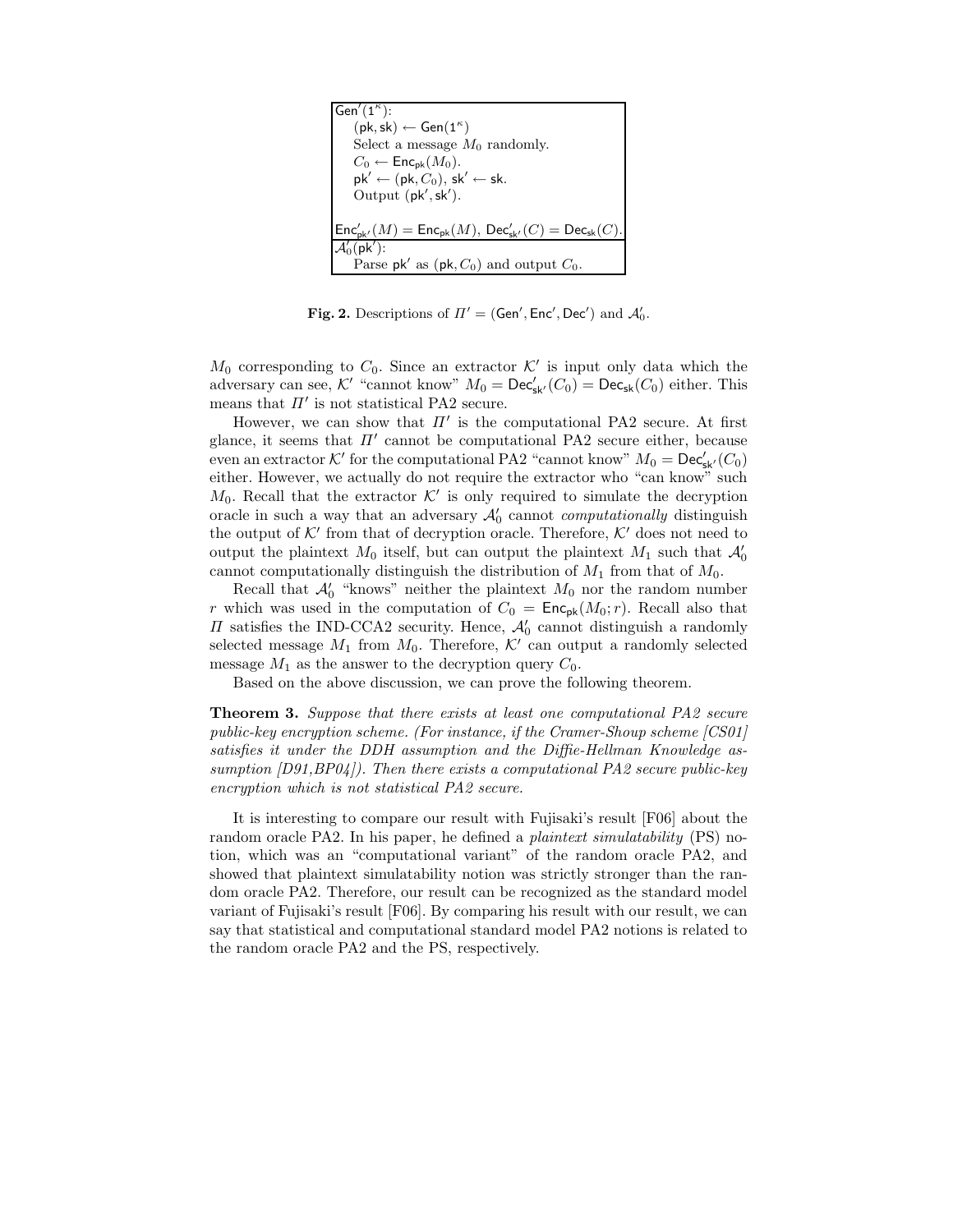```
Gen'(1^κ):
    (pk, sk) ← Gen(1^κ)
    Select a message M_0 randomly.
    C_0 ← Enc_pk(M_0).
    pk' ← (pk, C_0), sk' ← sk.
    Output (pk', sk').

Enc'_pk'(M) = Enc_pk(M), Dec'_sk'(C) = Dec_sk(C).
---
A'_0(pk'):
    Parse pk' as (pk, C_0) and output C_0.
```

**Fig. 2.** Descriptions of $\Pi' = (\mathsf{Gen}', \mathsf{Enc}', \mathsf{Dec}')$ and $\mathcal{A}'_0$.

$M_0$ corresponding to $C_0$. Since an extractor $\mathcal{K}'$ is input only data which the adversary can see, $\mathcal{K}'$ "cannot know" $M_0 = \mathsf{Dec}'_{\mathsf{sk}'}(C_0) = \mathsf{Dec}_{\mathsf{sk}}(C_0)$ either. This means that $\Pi'$ is not statistical PA2 secure.

However, we can show that $\Pi'$ is the computational PA2 secure. At first glance, it seems that $\Pi'$ cannot be computational PA2 secure either, because even an extractor $\mathcal{K}'$ for the computational PA2 "cannot know" $M_0 = \mathsf{Dec}'_{\mathsf{sk}'}(C_0)$ either. However, we actually do not require the extractor who "can know" such $M_0$. Recall that the extractor $\mathcal{K}'$ is only required to simulate the decryption oracle in such a way that an adversary $\mathcal{A}'_0$ cannot *computationally* distinguish the output of $\mathcal{K}'$ from that of decryption oracle. Therefore, $\mathcal{K}'$ does not need to output the plaintext $M_0$ itself, but can output the plaintext $M_1$ such that $\mathcal{A}'_0$ cannot computationally distinguish the distribution of $M_1$ from that of $M_0$.

Recall that $\mathcal{A}'_0$ "knows" neither the plaintext $M_0$ nor the random number $r$ which was used in the computation of $C_0 = \mathsf{Enc}_{\mathsf{pk}}(M_0; r)$. Recall also that $\Pi$ satisfies the IND-CCA2 security. Hence, $\mathcal{A}'_0$ cannot distinguish a randomly selected message $M_1$ from $M_0$. Therefore, $\mathcal{K}'$ can output a randomly selected message $M_1$ as the answer to the decryption query $C_0$.

Based on the above discussion, we can prove the following theorem.

**Theorem 3.** *Suppose that there exists at least one computational PA2 secure public-key encryption scheme. (For instance, if the Cramer-Shoup scheme [CS01] satisfies it under the DDH assumption and the Diffie-Hellman Knowledge assumption [D91,BP04]). Then there exists a computational PA2 secure public-key encryption which is not statistical PA2 secure.*

It is interesting to compare our result with Fujisaki's result [F06] about the random oracle PA2. In his paper, he defined a *plaintext simulatability* (PS) notion, which was an "computational variant" of the random oracle PA2, and showed that plaintext simulatability notion was strictly stronger than the random oracle PA2. Therefore, our result can be recognized as the standard model variant of Fujisaki's result [F06]. By comparing his result with our result, we can say that statistical and computational standard model PA2 notions is related to the random oracle PA2 and the PS, respectively.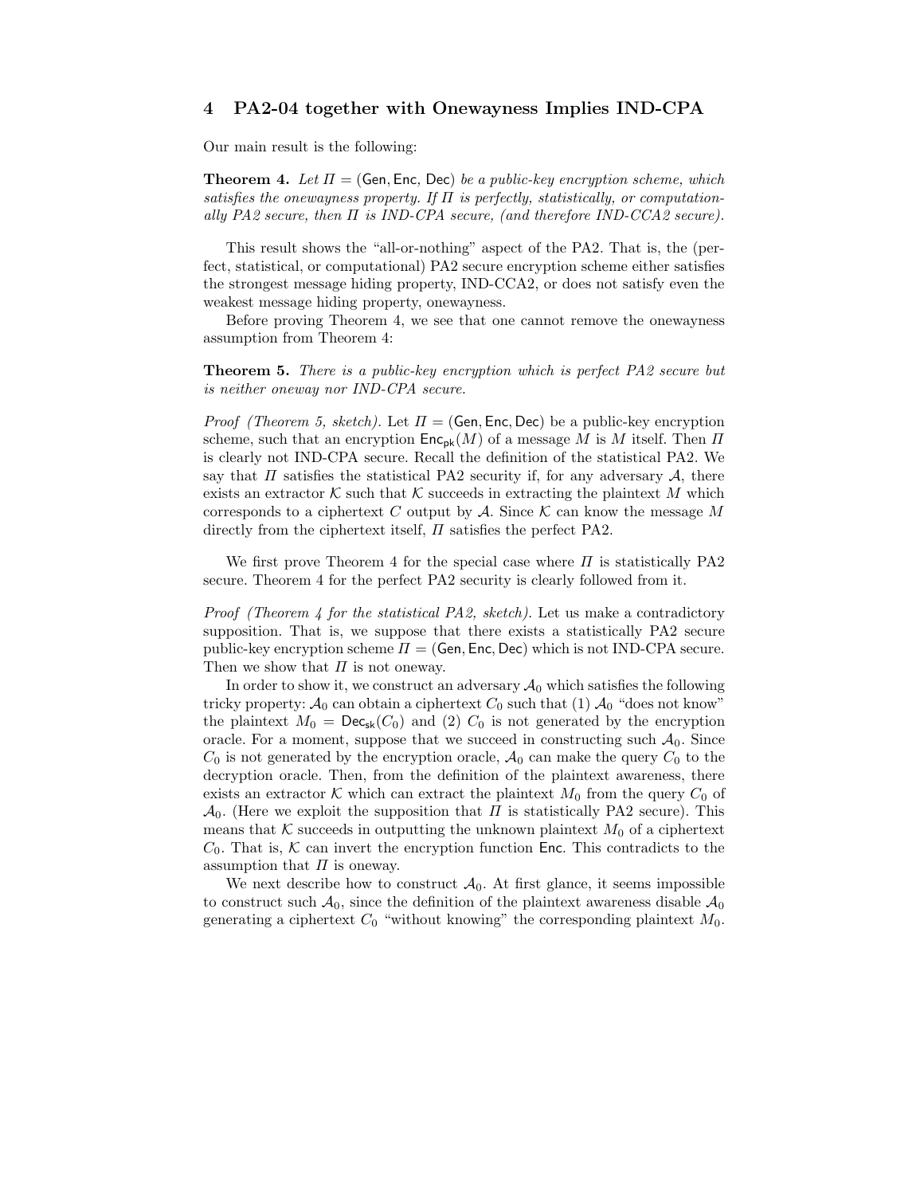## 4 PA2-04 together with Onewayness Implies IND-CPA

Our main result is the following:

**Theorem 4.** *Let $\Pi = (\mathsf{Gen}, \mathsf{Enc}, \mathsf{Dec})$ be a public-key encryption scheme, which satisfies the onewayness property. If $\Pi$ is perfectly, statistically, or computationally PA2 secure, then $\Pi$ is IND-CPA secure, (and therefore IND-CCA2 secure).*

This result shows the "all-or-nothing" aspect of the PA2. That is, the (perfect, statistical, or computational) PA2 secure encryption scheme either satisfies the strongest message hiding property, IND-CCA2, or does not satisfy even the weakest message hiding property, onewayness.

Before proving Theorem 4, we see that one cannot remove the onewayness assumption from Theorem 4:

**Theorem 5.** *There is a public-key encryption which is perfect PA2 secure but is neither oneway nor IND-CPA secure.*

*Proof (Theorem 5, sketch).* Let $\Pi = (\mathsf{Gen}, \mathsf{Enc}, \mathsf{Dec})$ be a public-key encryption scheme, such that an encryption $\mathsf{Enc}_{\mathsf{pk}}(M)$ of a message $M$ is $M$ itself. Then $\Pi$ is clearly not IND-CPA secure. Recall the definition of the statistical PA2. We say that $\Pi$ satisfies the statistical PA2 security if, for any adversary $\mathcal{A}$, there exists an extractor $\mathcal{K}$ such that $\mathcal{K}$ succeeds in extracting the plaintext $M$ which corresponds to a ciphertext $C$ output by $\mathcal{A}$. Since $\mathcal{K}$ can know the message $M$ directly from the ciphertext itself, $\Pi$ satisfies the perfect PA2.

We first prove Theorem 4 for the special case where $\Pi$ is statistically PA2 secure. Theorem 4 for the perfect PA2 security is clearly followed from it.

*Proof (Theorem 4 for the statistical PA2, sketch).* Let us make a contradictory supposition. That is, we suppose that there exists a statistically PA2 secure public-key encryption scheme $\Pi = (\mathsf{Gen}, \mathsf{Enc}, \mathsf{Dec})$ which is not IND-CPA secure. Then we show that $\Pi$ is not oneway.

In order to show it, we construct an adversary $\mathcal{A}_0$ which satisfies the following tricky property: $\mathcal{A}_0$ can obtain a ciphertext $C_0$ such that (1) $\mathcal{A}_0$ "does not know" the plaintext $M_0 = \mathsf{Dec}_{\mathsf{sk}}(C_0)$ and (2) $C_0$ is not generated by the encryption oracle. For a moment, suppose that we succeed in constructing such $\mathcal{A}_0$. Since $C_0$ is not generated by the encryption oracle, $\mathcal{A}_0$ can make the query $C_0$ to the decryption oracle. Then, from the definition of the plaintext awareness, there exists an extractor $\mathcal{K}$ which can extract the plaintext $M_0$ from the query $C_0$ of $\mathcal{A}_0$. (Here we exploit the supposition that $\Pi$ is statistically PA2 secure). This means that $\mathcal{K}$ succeeds in outputting the unknown plaintext $M_0$ of a ciphertext $C_0$. That is, $\mathcal{K}$ can invert the encryption function $\mathsf{Enc}$. This contradicts to the assumption that $\Pi$ is oneway.

We next describe how to construct $\mathcal{A}_0$. At first glance, it seems impossible to construct such $\mathcal{A}_0$, since the definition of the plaintext awareness disable $\mathcal{A}_0$ generating a ciphertext $C_0$ "without knowing" the corresponding plaintext $M_0$.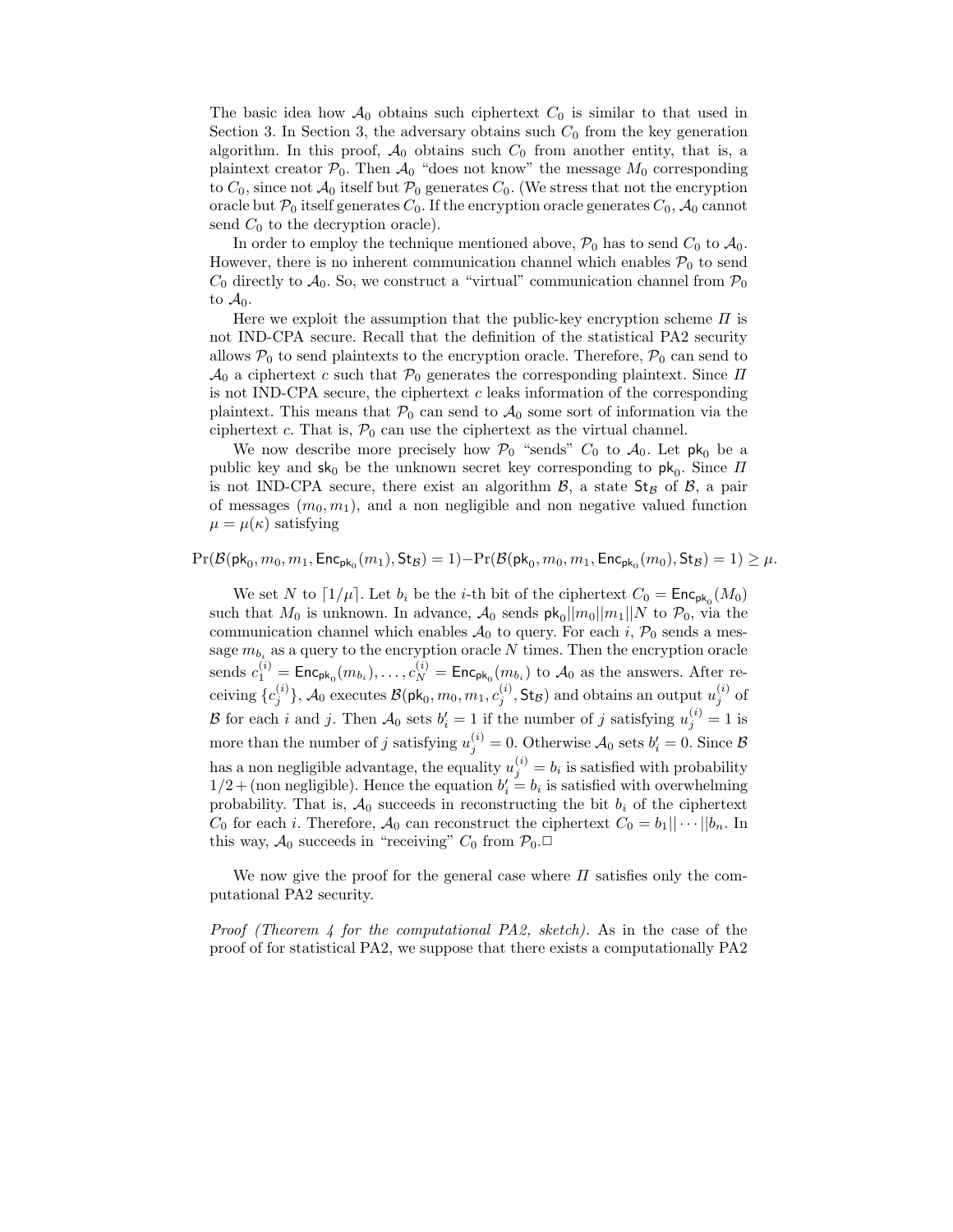The basic idea how $\mathcal{A}_0$ obtains such ciphertext $C_0$ is similar to that used in Section 3. In Section 3, the adversary obtains such $C_0$ from the key generation algorithm. In this proof, $\mathcal{A}_0$ obtains such $C_0$ from another entity, that is, a plaintext creator $\mathcal{P}_0$. Then $\mathcal{A}_0$ "does not know" the message $M_0$ corresponding to $C_0$, since not $\mathcal{A}_0$ itself but $\mathcal{P}_0$ generates $C_0$. (We stress that not the encryption oracle but $\mathcal{P}_0$ itself generates $C_0$. If the encryption oracle generates $C_0$, $\mathcal{A}_0$ cannot send $C_0$ to the decryption oracle).

In order to employ the technique mentioned above, $\mathcal{P}_0$ has to send $C_0$ to $\mathcal{A}_0$. However, there is no inherent communication channel which enables $\mathcal{P}_0$ to send $C_0$ directly to $\mathcal{A}_0$. So, we construct a "virtual" communication channel from $\mathcal{P}_0$ to $\mathcal{A}_0$.

Here we exploit the assumption that the public-key encryption scheme $\Pi$ is not IND-CPA secure. Recall that the definition of the statistical PA2 security allows $\mathcal{P}_0$ to send plaintexts to the encryption oracle. Therefore, $\mathcal{P}_0$ can send to $\mathcal{A}_0$ a ciphertext $c$ such that $\mathcal{P}_0$ generates the corresponding plaintext. Since $\Pi$ is not IND-CPA secure, the ciphertext $c$ leaks information of the corresponding plaintext. This means that $\mathcal{P}_0$ can send to $\mathcal{A}_0$ some sort of information via the ciphertext $c$. That is, $\mathcal{P}_0$ can use the ciphertext as the virtual channel.

We now describe more precisely how $\mathcal{P}_0$ "sends" $C_0$ to $\mathcal{A}_0$. Let $\mathsf{pk}_0$ be a public key and $\mathsf{sk}_0$ be the unknown secret key corresponding to $\mathsf{pk}_0$. Since $\Pi$ is not IND-CPA secure, there exist an algorithm $\mathcal{B}$, a state $\mathsf{St}_{\mathcal{B}}$ of $\mathcal{B}$, a pair of messages $(m_0, m_1)$, and a non negligible and non negative valued function $\mu = \mu(\kappa)$ satisfying

$$\Pr(\mathcal{B}(\mathsf{pk}_0, m_0, m_1, \mathsf{Enc}_{\mathsf{pk}_0}(m_1), \mathsf{St}_{\mathcal{B}}) = 1) - \Pr(\mathcal{B}(\mathsf{pk}_0, m_0, m_1, \mathsf{Enc}_{\mathsf{pk}_0}(m_0), \mathsf{St}_{\mathcal{B}}) = 1) \geq \mu.$$

We set $N$ to $\lceil 1/\mu \rceil$. Let $b_i$ be the $i$-th bit of the ciphertext $C_0 = \mathsf{Enc}_{\mathsf{pk}_0}(M_0)$ such that $M_0$ is unknown. In advance, $\mathcal{A}_0$ sends $\mathsf{pk}_0||m_0||m_1||N$ to $\mathcal{P}_0$, via the communication channel which enables $\mathcal{A}_0$ to query. For each $i$, $\mathcal{P}_0$ sends a message $m_{b_i}$ as a query to the encryption oracle $N$ times. Then the encryption oracle sends $c_1^{(i)} = \mathsf{Enc}_{\mathsf{pk}_0}(m_{b_i}), \ldots, c_N^{(i)} = \mathsf{Enc}_{\mathsf{pk}_0}(m_{b_i})$ to $\mathcal{A}_0$ as the answers. After receiving $\{c_j^{(i)}\}$, $\mathcal{A}_0$ executes $\mathcal{B}(\mathsf{pk}_0, m_0, m_1, c_j^{(i)}, \mathsf{St}_{\mathcal{B}})$ and obtains an output $u_j^{(i)}$ of $\mathcal{B}$ for each $i$ and $j$. Then $\mathcal{A}_0$ sets $b'_i = 1$ if the number of $j$ satisfying $u_j^{(i)} = 1$ is more than the number of $j$ satisfying $u_j^{(i)} = 0$. Otherwise $\mathcal{A}_0$ sets $b'_i = 0$. Since $\mathcal{B}$ has a non negligible advantage, the equality $u_j^{(i)} = b_i$ is satisfied with probability $1/2+$(non negligible). Hence the equation $b'_i = b_i$ is satisfied with overwhelming probability. That is, $\mathcal{A}_0$ succeeds in reconstructing the bit $b_i$ of the ciphertext $C_0$ for each $i$. Therefore, $\mathcal{A}_0$ can reconstruct the ciphertext $C_0 = b_1||\cdots||b_n$. In this way, $\mathcal{A}_0$ succeeds in "receiving" $C_0$ from $\mathcal{P}_0$.□

We now give the proof for the general case where $\Pi$ satisfies only the computational PA2 security.

*Proof (Theorem 4 for the computational PA2, sketch).* As in the case of the proof of for statistical PA2, we suppose that there exists a computationally PA2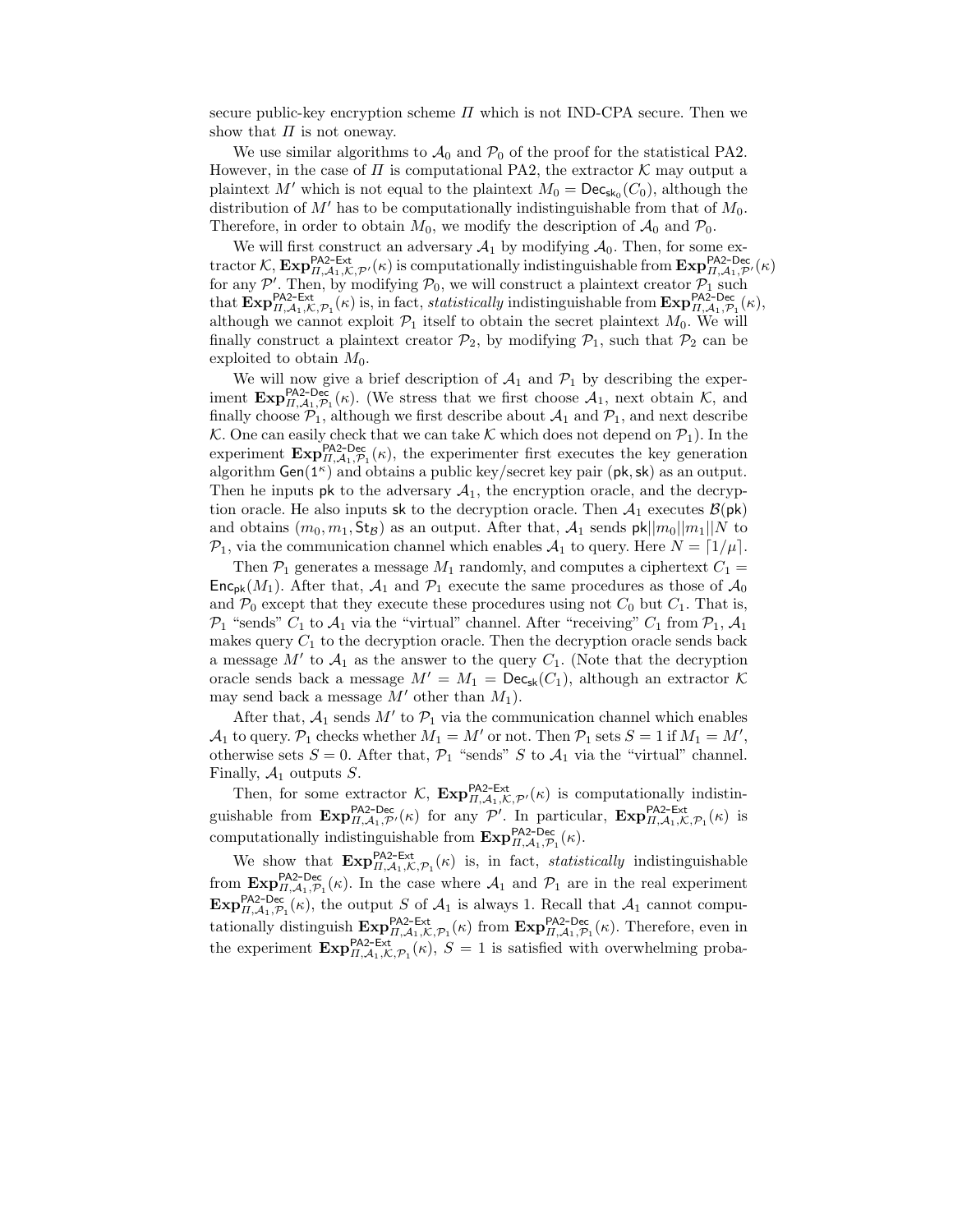secure public-key encryption scheme $\Pi$ which is not IND-CPA secure. Then we show that $\Pi$ is not oneway.

We use similar algorithms to $\mathcal{A}_0$ and $\mathcal{P}_0$ of the proof for the statistical PA2. However, in the case of $\Pi$ is computational PA2, the extractor $\mathcal{K}$ may output a plaintext $M'$ which is not equal to the plaintext $M_0 = \mathsf{Dec}_{\mathsf{sk}_0}(C_0)$, although the distribution of $M'$ has to be computationally indistinguishable from that of $M_0$. Therefore, in order to obtain $M_0$, we modify the description of $\mathcal{A}_0$ and $\mathcal{P}_0$.

We will first construct an adversary $\mathcal{A}_1$ by modifying $\mathcal{A}_0$. Then, for some extractor $\mathcal{K}$, $\mathbf{Exp}^{\mathsf{PA2\text{-}Ext}}_{\Pi,\mathcal{A}_1,\mathcal{K},\mathcal{P}'}(\kappa)$ is computationally indistinguishable from $\mathbf{Exp}^{\mathsf{PA2\text{-}Dec}}_{\Pi,\mathcal{A}_1,\mathcal{P}'}(\kappa)$ for any $\mathcal{P}'$. Then, by modifying $\mathcal{P}_0$, we will construct a plaintext creator $\mathcal{P}_1$ such that $\mathbf{Exp}^{\mathsf{PA2\text{-}Ext}}_{\Pi,\mathcal{A}_1,\mathcal{K},\mathcal{P}_1}(\kappa)$ is, in fact, *statistically* indistinguishable from $\mathbf{Exp}^{\mathsf{PA2\text{-}Dec}}_{\Pi,\mathcal{A}_1,\mathcal{P}_1}(\kappa)$, although we cannot exploit $\mathcal{P}_1$ itself to obtain the secret plaintext $M_0$. We will finally construct a plaintext creator $\mathcal{P}_2$, by modifying $\mathcal{P}_1$, such that $\mathcal{P}_2$ can be exploited to obtain $M_0$.

We will now give a brief description of $\mathcal{A}_1$ and $\mathcal{P}_1$ by describing the experiment $\mathbf{Exp}^{\mathsf{PA2\text{-}Dec}}_{\Pi,\mathcal{A}_1,\mathcal{P}_1}(\kappa)$. (We stress that we first choose $\mathcal{A}_1$, next obtain $\mathcal{K}$, and finally choose $\mathcal{P}_1$, although we first describe about $\mathcal{A}_1$ and $\mathcal{P}_1$, and next describe $\mathcal{K}$. One can easily check that we can take $\mathcal{K}$ which does not depend on $\mathcal{P}_1$). In the experiment $\mathbf{Exp}^{\mathsf{PA2\text{-}Dec}}_{\Pi,\mathcal{A}_1,\mathcal{P}_1}(\kappa)$, the experimenter first executes the key generation algorithm $\mathsf{Gen}(1^\kappa)$ and obtains a public key/secret key pair $(\mathsf{pk}, \mathsf{sk})$ as an output. Then he inputs $\mathsf{pk}$ to the adversary $\mathcal{A}_1$, the encryption oracle, and the decryption oracle. He also inputs $\mathsf{sk}$ to the decryption oracle. Then $\mathcal{A}_1$ executes $\mathcal{B}(\mathsf{pk})$ and obtains $(m_0, m_1, \mathsf{St}_\mathcal{B})$ as an output. After that, $\mathcal{A}_1$ sends $\mathsf{pk}||m_0||m_1||N$ to $\mathcal{P}_1$, via the communication channel which enables $\mathcal{A}_1$ to query. Here $N = \lceil 1/\mu \rceil$.

Then $\mathcal{P}_1$ generates a message $M_1$ randomly, and computes a ciphertext $C_1 = \mathsf{Enc}_{\mathsf{pk}}(M_1)$. After that, $\mathcal{A}_1$ and $\mathcal{P}_1$ execute the same procedures as those of $\mathcal{A}_0$ and $\mathcal{P}_0$ except that they execute these procedures using not $C_0$ but $C_1$. That is, $\mathcal{P}_1$ "sends" $C_1$ to $\mathcal{A}_1$ via the "virtual" channel. After "receiving" $C_1$ from $\mathcal{P}_1$, $\mathcal{A}_1$ makes query $C_1$ to the decryption oracle. Then the decryption oracle sends back a message $M'$ to $\mathcal{A}_1$ as the answer to the query $C_1$. (Note that the decryption oracle sends back a message $M' = M_1 = \mathsf{Dec}_{\mathsf{sk}}(C_1)$, although an extractor $\mathcal{K}$ may send back a message $M'$ other than $M_1$).

After that, $\mathcal{A}_1$ sends $M'$ to $\mathcal{P}_1$ via the communication channel which enables $\mathcal{A}_1$ to query. $\mathcal{P}_1$ checks whether $M_1 = M'$ or not. Then $\mathcal{P}_1$ sets $S = 1$ if $M_1 = M'$, otherwise sets $S = 0$. After that, $\mathcal{P}_1$ "sends" $S$ to $\mathcal{A}_1$ via the "virtual" channel. Finally, $\mathcal{A}_1$ outputs $S$.

Then, for some extractor $\mathcal{K}$, $\mathbf{Exp}^{\mathsf{PA2\text{-}Ext}}_{\Pi,\mathcal{A}_1,\mathcal{K},\mathcal{P}'}(\kappa)$ is computationally indistinguishable from $\mathbf{Exp}^{\mathsf{PA2\text{-}Dec}}_{\Pi,\mathcal{A}_1,\mathcal{P}'}(\kappa)$ for any $\mathcal{P}'$. In particular, $\mathbf{Exp}^{\mathsf{PA2\text{-}Ext}}_{\Pi,\mathcal{A}_1,\mathcal{K},\mathcal{P}_1}(\kappa)$ is computationally indistinguishable from $\mathbf{Exp}^{\mathsf{PA2\text{-}Dec}}_{\Pi,\mathcal{A}_1,\mathcal{P}_1}(\kappa)$.

We show that $\mathbf{Exp}^{\mathsf{PA2\text{-}Ext}}_{\Pi,\mathcal{A}_1,\mathcal{K},\mathcal{P}_1}(\kappa)$ is, in fact, *statistically* indistinguishable from $\mathbf{Exp}^{\mathsf{PA2\text{-}Dec}}_{\Pi,\mathcal{A}_1,\mathcal{P}_1}(\kappa)$. In the case where $\mathcal{A}_1$ and $\mathcal{P}_1$ are in the real experiment $\mathbf{Exp}^{\mathsf{PA2\text{-}Dec}}_{\Pi,\mathcal{A}_1,\mathcal{P}_1}(\kappa)$, the output $S$ of $\mathcal{A}_1$ is always 1. Recall that $\mathcal{A}_1$ cannot computationally distinguish $\mathbf{Exp}^{\mathsf{PA2\text{-}Ext}}_{\Pi,\mathcal{A}_1,\mathcal{K},\mathcal{P}_1}(\kappa)$ from $\mathbf{Exp}^{\mathsf{PA2\text{-}Dec}}_{\Pi,\mathcal{A}_1,\mathcal{P}_1}(\kappa)$. Therefore, even in the experiment $\mathbf{Exp}^{\mathsf{PA2\text{-}Ext}}_{\Pi,\mathcal{A}_1,\mathcal{K},\mathcal{P}_1}(\kappa)$, $S = 1$ is satisfied with overwhelming proba-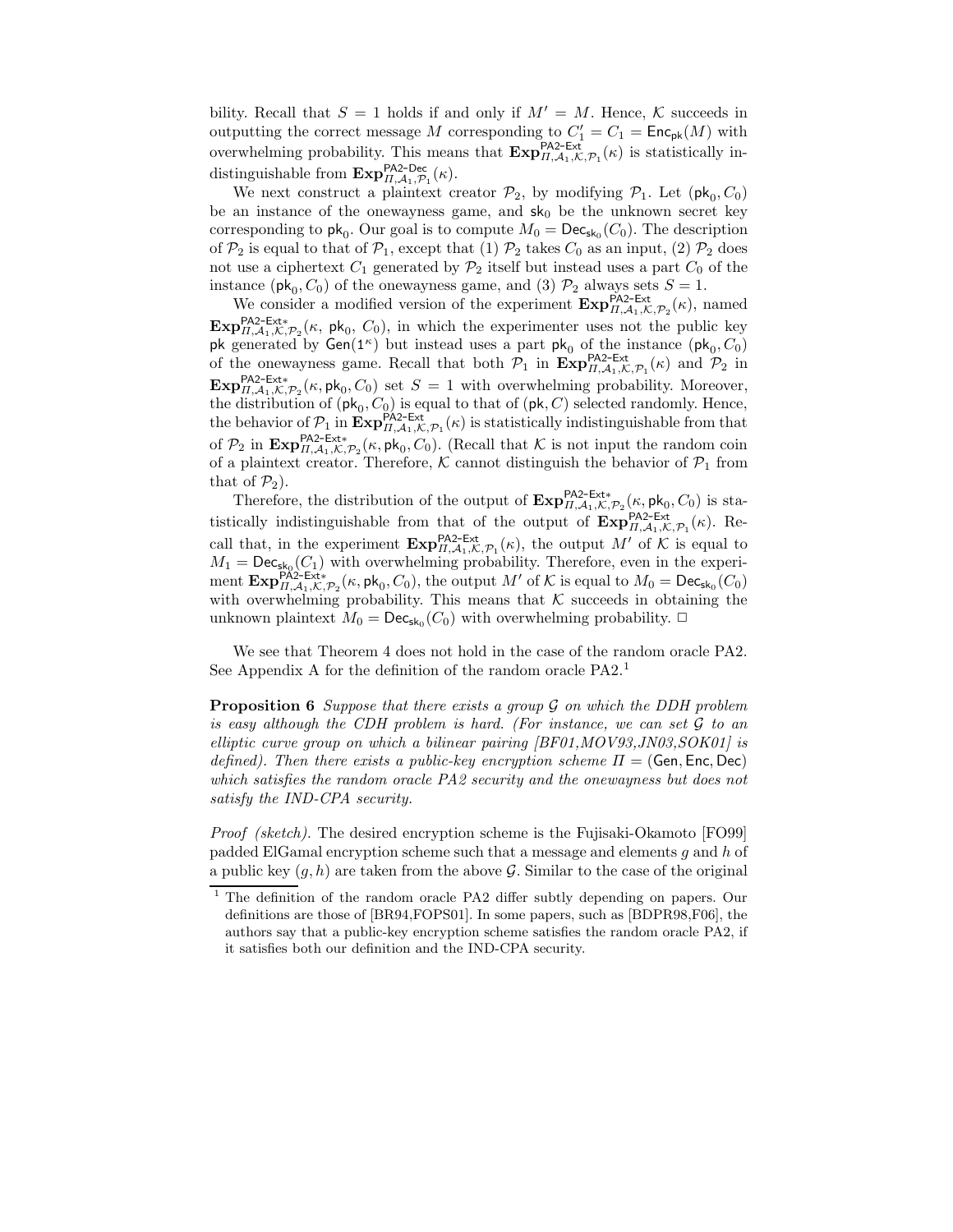bility. Recall that $S = 1$ holds if and only if $M' = M$. Hence, $\mathcal{K}$ succeeds in outputting the correct message $M$ corresponding to $C_1' = C_1 = \mathsf{Enc}_{\mathsf{pk}}(M)$ with overwhelming probability. This means that $\mathbf{Exp}^{\mathsf{PA2\text{-}Ext}}_{\Pi,\mathcal{A}_1,\mathcal{K},\mathcal{P}_1}(\kappa)$ is statistically indistinguishable from $\mathbf{Exp}^{\mathsf{PA2\text{-}Dec}}_{\Pi,\mathcal{A}_1,\mathcal{P}_1}(\kappa)$.

We next construct a plaintext creator $\mathcal{P}_2$, by modifying $\mathcal{P}_1$. Let $(\mathsf{pk}_0, C_0)$ be an instance of the onewayness game, and $\mathsf{sk}_0$ be the unknown secret key corresponding to $\mathsf{pk}_0$. Our goal is to compute $M_0 = \mathsf{Dec}_{\mathsf{sk}_0}(C_0)$. The description of $\mathcal{P}_2$ is equal to that of $\mathcal{P}_1$, except that (1) $\mathcal{P}_2$ takes $C_0$ as an input, (2) $\mathcal{P}_2$ does not use a ciphertext $C_1$ generated by $\mathcal{P}_2$ itself but instead uses a part $C_0$ of the instance $(\mathsf{pk}_0, C_0)$ of the onewayness game, and (3) $\mathcal{P}_2$ always sets $S = 1$.

We consider a modified version of the experiment $\mathbf{Exp}^{\mathsf{PA2\text{-}Ext}}_{\Pi,\mathcal{A}_1,\mathcal{K},\mathcal{P}_2}(\kappa)$, named $\mathbf{Exp}^{\mathsf{PA2\text{-}Ext*}}_{\Pi,\mathcal{A}_1,\mathcal{K},\mathcal{P}_2}(\kappa, \mathsf{pk}_0, C_0)$, in which the experimenter uses not the public key $\mathsf{pk}$ generated by $\mathsf{Gen}(1^\kappa)$ but instead uses a part $\mathsf{pk}_0$ of the instance $(\mathsf{pk}_0, C_0)$ of the onewayness game. Recall that both $\mathcal{P}_1$ in $\mathbf{Exp}^{\mathsf{PA2\text{-}Ext}}_{\Pi,\mathcal{A}_1,\mathcal{K},\mathcal{P}_1}(\kappa)$ and $\mathcal{P}_2$ in $\mathbf{Exp}^{\mathsf{PA2\text{-}Ext*}}_{\Pi,\mathcal{A}_1,\mathcal{K},\mathcal{P}_2}(\kappa, \mathsf{pk}_0, C_0)$ set $S = 1$ with overwhelming probability. Moreover, the distribution of $(\mathsf{pk}_0, C_0)$ is equal to that of $(\mathsf{pk}, C)$ selected randomly. Hence, the behavior of $\mathcal{P}_1$ in $\mathbf{Exp}^{\mathsf{PA2\text{-}Ext}}_{\Pi,\mathcal{A}_1,\mathcal{K},\mathcal{P}_1}(\kappa)$ is statistically indistinguishable from that of $\mathcal{P}_2$ in $\mathbf{Exp}^{\mathsf{PA2\text{-}Ext*}}_{\Pi,\mathcal{A}_1,\mathcal{K},\mathcal{P}_2}(\kappa, \mathsf{pk}_0, C_0)$. (Recall that $\mathcal{K}$ is not input the random coin of a plaintext creator. Therefore, $\mathcal{K}$ cannot distinguish the behavior of $\mathcal{P}_1$ from that of $\mathcal{P}_2$).

Therefore, the distribution of the output of $\mathbf{Exp}^{\mathsf{PA2\text{-}Ext*}}_{\Pi,\mathcal{A}_1,\mathcal{K},\mathcal{P}_2}(\kappa, \mathsf{pk}_0, C_0)$ is statistically indistinguishable from that of the output of $\mathbf{Exp}^{\mathsf{PA2\text{-}Ext}}_{\Pi,\mathcal{A}_1,\mathcal{K},\mathcal{P}_1}(\kappa)$. Recall that, in the experiment $\mathbf{Exp}^{\mathsf{PA2\text{-}Ext}}_{\Pi,\mathcal{A}_1,\mathcal{K},\mathcal{P}_1}(\kappa)$, the output $M'$ of $\mathcal{K}$ is equal to $M_1 = \mathsf{Dec}_{\mathsf{sk}_0}(C_1)$ with overwhelming probability. Therefore, even in the experiment $\mathbf{Exp}^{\mathsf{PA2\text{-}Ext*}}_{\Pi,\mathcal{A}_1,\mathcal{K},\mathcal{P}_2}(\kappa, \mathsf{pk}_0, C_0)$, the output $M'$ of $\mathcal{K}$ is equal to $M_0 = \mathsf{Dec}_{\mathsf{sk}_0}(C_0)$ with overwhelming probability. This means that $\mathcal{K}$ succeeds in obtaining the unknown plaintext $M_0 = \mathsf{Dec}_{\mathsf{sk}_0}(C_0)$ with overwhelming probability. □

We see that Theorem 4 does not hold in the case of the random oracle PA2. See Appendix A for the definition of the random oracle PA2.[1]

**Proposition 6** *Suppose that there exists a group $\mathcal{G}$ on which the DDH problem is easy although the CDH problem is hard. (For instance, we can set $\mathcal{G}$ to an elliptic curve group on which a bilinear pairing [BF01,MOV93,JN03,SOK01] is defined). Then there exists a public-key encryption scheme $\Pi = (\mathsf{Gen}, \mathsf{Enc}, \mathsf{Dec})$ which satisfies the random oracle PA2 security and the onewayness but does not satisfy the IND-CPA security.*

*Proof (sketch).* The desired encryption scheme is the Fujisaki-Okamoto [FO99] padded ElGamal encryption scheme such that a message and elements $g$ and $h$ of a public key $(g, h)$ are taken from the above $\mathcal{G}$. Similar to the case of the original

[1] The definition of the random oracle PA2 differ subtly depending on papers. Our definitions are those of [BR94,FOPS01]. In some papers, such as [BDPR98,F06], the authors say that a public-key encryption scheme satisfies the random oracle PA2, if it satisfies both our definition and the IND-CPA security.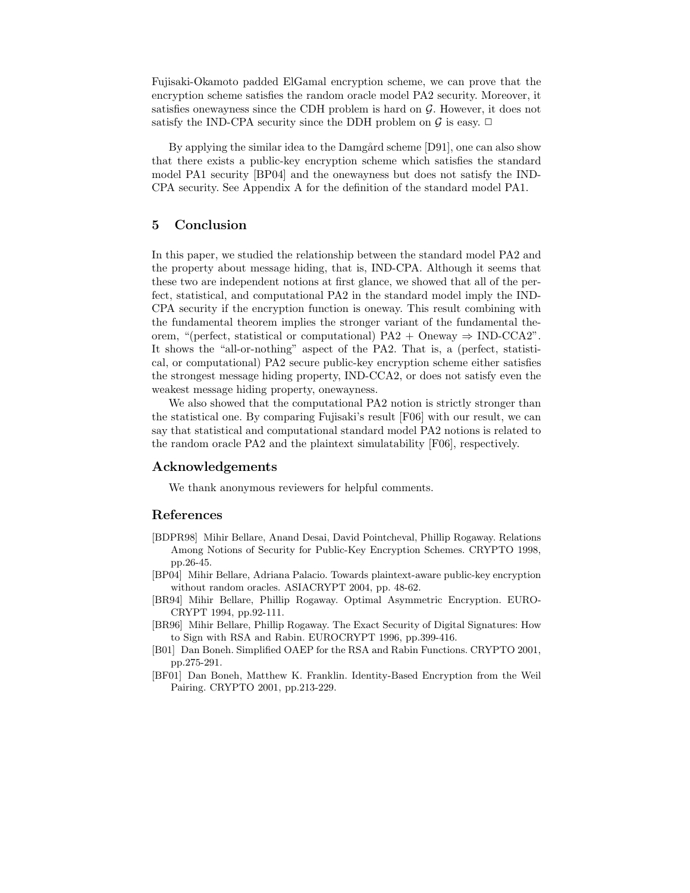Fujisaki-Okamoto padded ElGamal encryption scheme, we can prove that the encryption scheme satisfies the random oracle model PA2 security. Moreover, it satisfies onewayness since the CDH problem is hard on $\mathcal{G}$. However, it does not satisfy the IND-CPA security since the DDH problem on $\mathcal{G}$ is easy. □

By applying the similar idea to the Damgård scheme [D91], one can also show that there exists a public-key encryption scheme which satisfies the standard model PA1 security [BP04] and the onewayness but does not satisfy the IND-CPA security. See Appendix A for the definition of the standard model PA1.

## 5 Conclusion

In this paper, we studied the relationship between the standard model PA2 and the property about message hiding, that is, IND-CPA. Although it seems that these two are independent notions at first glance, we showed that all of the perfect, statistical, and computational PA2 in the standard model imply the IND-CPA security if the encryption function is oneway. This result combining with the fundamental theorem implies the stronger variant of the fundamental theorem, "(perfect, statistical or computational) PA2 + Oneway ⇒ IND-CCA2". It shows the "all-or-nothing" aspect of the PA2. That is, a (perfect, statistical, or computational) PA2 secure public-key encryption scheme either satisfies the strongest message hiding property, IND-CCA2, or does not satisfy even the weakest message hiding property, onewayness.

We also showed that the computational PA2 notion is strictly stronger than the statistical one. By comparing Fujisaki's result [F06] with our result, we can say that statistical and computational standard model PA2 notions is related to the random oracle PA2 and the plaintext simulatability [F06], respectively.

## Acknowledgements

We thank anonymous reviewers for helpful comments.

## References

[BDPR98] Mihir Bellare, Anand Desai, David Pointcheval, Phillip Rogaway. Relations Among Notions of Security for Public-Key Encryption Schemes. CRYPTO 1998, pp.26-45.

[BP04] Mihir Bellare, Adriana Palacio. Towards plaintext-aware public-key encryption without random oracles. ASIACRYPT 2004, pp. 48-62.

[BR94] Mihir Bellare, Phillip Rogaway. Optimal Asymmetric Encryption. EUROCRYPT 1994, pp.92-111.

[BR96] Mihir Bellare, Phillip Rogaway. The Exact Security of Digital Signatures: How to Sign with RSA and Rabin. EUROCRYPT 1996, pp.399-416.

[B01] Dan Boneh. Simplified OAEP for the RSA and Rabin Functions. CRYPTO 2001, pp.275-291.

[BF01] Dan Boneh, Matthew K. Franklin. Identity-Based Encryption from the Weil Pairing. CRYPTO 2001, pp.213-229.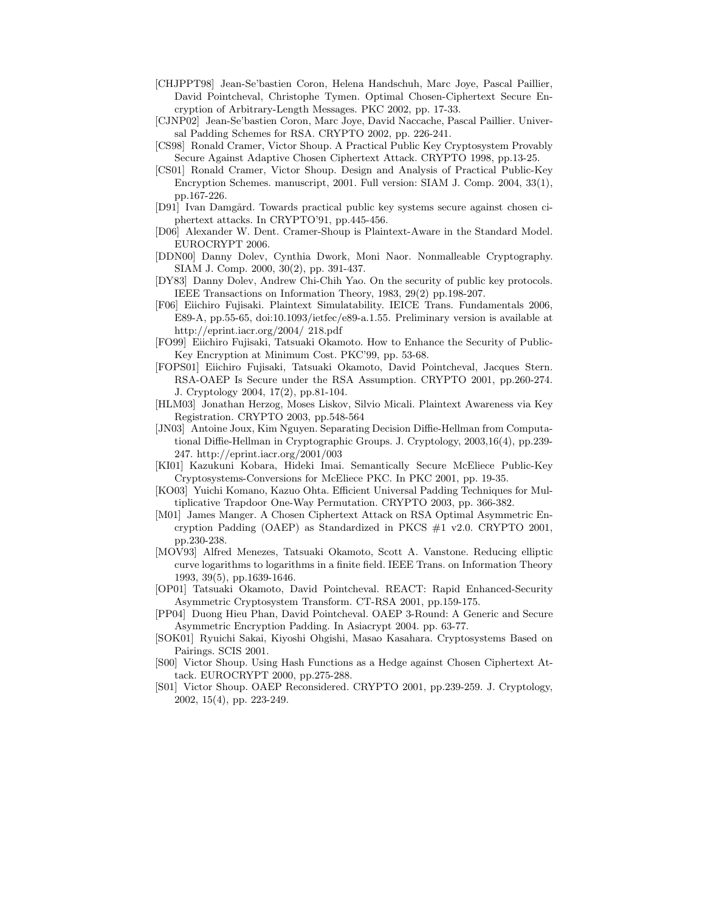[CHJPPT98] Jean-Se'bastien Coron, Helena Handschuh, Marc Joye, Pascal Paillier, David Pointcheval, Christophe Tymen. Optimal Chosen-Ciphertext Secure Encryption of Arbitrary-Length Messages. PKC 2002, pp. 17-33.

[CJNP02] Jean-Se'bastien Coron, Marc Joye, David Naccache, Pascal Paillier. Universal Padding Schemes for RSA. CRYPTO 2002, pp. 226-241.

[CS98] Ronald Cramer, Victor Shoup. A Practical Public Key Cryptosystem Provably Secure Against Adaptive Chosen Ciphertext Attack. CRYPTO 1998, pp.13-25.

[CS01] Ronald Cramer, Victor Shoup. Design and Analysis of Practical Public-Key Encryption Schemes. manuscript, 2001. Full version: SIAM J. Comp. 2004, 33(1), pp.167-226.

[D91] Ivan Damgård. Towards practical public key systems secure against chosen ciphertext attacks. In CRYPTO'91, pp.445-456.

[D06] Alexander W. Dent. Cramer-Shoup is Plaintext-Aware in the Standard Model. EUROCRYPT 2006.

[DDN00] Danny Dolev, Cynthia Dwork, Moni Naor. Nonmalleable Cryptography. SIAM J. Comp. 2000, 30(2), pp. 391-437.

[DY83] Danny Dolev, Andrew Chi-Chih Yao. On the security of public key protocols. IEEE Transactions on Information Theory, 1983, 29(2) pp.198-207.

[F06] Eiichiro Fujisaki. Plaintext Simulatability. IEICE Trans. Fundamentals 2006, E89-A, pp.55-65, doi:10.1093/ietfec/e89-a.1.55. Preliminary version is available at http://eprint.iacr.org/2004/ 218.pdf

[FO99] Eiichiro Fujisaki, Tatsuaki Okamoto. How to Enhance the Security of Public-Key Encryption at Minimum Cost. PKC'99, pp. 53-68.

[FOPS01] Eiichiro Fujisaki, Tatsuaki Okamoto, David Pointcheval, Jacques Stern. RSA-OAEP Is Secure under the RSA Assumption. CRYPTO 2001, pp.260-274. J. Cryptology 2004, 17(2), pp.81-104.

[HLM03] Jonathan Herzog, Moses Liskov, Silvio Micali. Plaintext Awareness via Key Registration. CRYPTO 2003, pp.548-564

[JN03] Antoine Joux, Kim Nguyen. Separating Decision Diffie-Hellman from Computational Diffie-Hellman in Cryptographic Groups. J. Cryptology, 2003,16(4), pp.239-247. http://eprint.iacr.org/2001/003

[KI01] Kazukuni Kobara, Hideki Imai. Semantically Secure McEliece Public-Key Cryptosystems-Conversions for McEliece PKC. In PKC 2001, pp. 19-35.

[KO03] Yuichi Komano, Kazuo Ohta. Efficient Universal Padding Techniques for Multiplicative Trapdoor One-Way Permutation. CRYPTO 2003, pp. 366-382.

[M01] James Manger. A Chosen Ciphertext Attack on RSA Optimal Asymmetric Encryption Padding (OAEP) as Standardized in PKCS #1 v2.0. CRYPTO 2001, pp.230-238.

[MOV93] Alfred Menezes, Tatsuaki Okamoto, Scott A. Vanstone. Reducing elliptic curve logarithms to logarithms in a finite field. IEEE Trans. on Information Theory 1993, 39(5), pp.1639-1646.

[OP01] Tatsuaki Okamoto, David Pointcheval. REACT: Rapid Enhanced-Security Asymmetric Cryptosystem Transform. CT-RSA 2001, pp.159-175.

[PP04] Duong Hieu Phan, David Pointcheval. OAEP 3-Round: A Generic and Secure Asymmetric Encryption Padding. In Asiacrypt 2004. pp. 63-77.

[SOK01] Ryuichi Sakai, Kiyoshi Ohgishi, Masao Kasahara. Cryptosystems Based on Pairings. SCIS 2001.

[S00] Victor Shoup. Using Hash Functions as a Hedge against Chosen Ciphertext Attack. EUROCRYPT 2000, pp.275-288.

[S01] Victor Shoup. OAEP Reconsidered. CRYPTO 2001, pp.239-259. J. Cryptology, 2002, 15(4), pp. 223-249.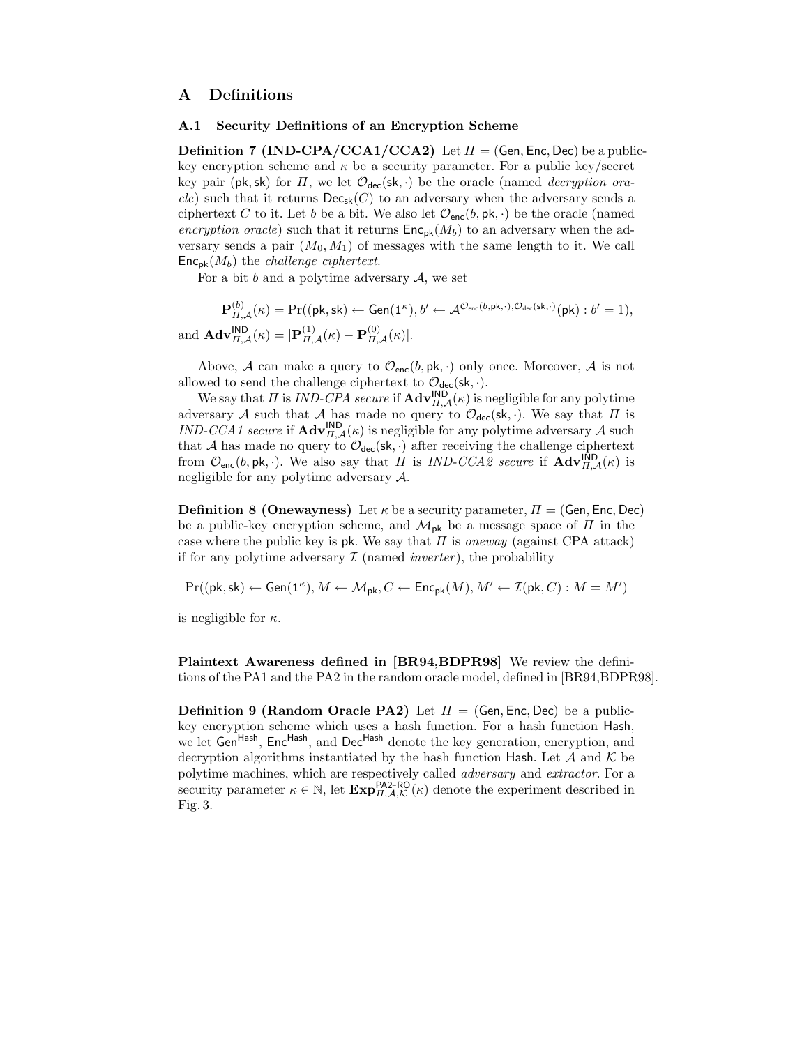# A Definitions

## A.1 Security Definitions of an Encryption Scheme

**Definition 7 (IND-CPA/CCA1/CCA2)** Let $\Pi = (\mathsf{Gen}, \mathsf{Enc}, \mathsf{Dec})$ be a public-key encryption scheme and $\kappa$ be a security parameter. For a public key/secret key pair $(\mathsf{pk}, \mathsf{sk})$ for $\Pi$, we let $\mathcal{O}_{\mathsf{dec}}(\mathsf{sk}, \cdot)$ be the oracle (named *decryption oracle*) such that it returns $\mathsf{Dec}_{\mathsf{sk}}(C)$ to an adversary when the adversary sends a ciphertext $C$ to it. Let $b$ be a bit. We also let $\mathcal{O}_{\mathsf{enc}}(b, \mathsf{pk}, \cdot)$ be the oracle (named *encryption oracle*) such that it returns $\mathsf{Enc}_{\mathsf{pk}}(M_b)$ to an adversary when the adversary sends a pair $(M_0, M_1)$ of messages with the same length to it. We call $\mathsf{Enc}_{\mathsf{pk}}(M_b)$ the *challenge ciphertext*.

For a bit $b$ and a polytime adversary $\mathcal{A}$, we set

$$\mathbf{P}^{(b)}_{\Pi,\mathcal{A}}(\kappa) = \Pr((\mathsf{pk}, \mathsf{sk}) \leftarrow \mathsf{Gen}(1^\kappa), b' \leftarrow \mathcal{A}^{\mathcal{O}_{\mathsf{enc}}(b,\mathsf{pk},\cdot),\mathcal{O}_{\mathsf{dec}}(\mathsf{sk},\cdot)}(\mathsf{pk}) : b' = 1),$$

and $\mathbf{Adv}^{\mathsf{IND}}_{\Pi,\mathcal{A}}(\kappa) = |\mathbf{P}^{(1)}_{\Pi,\mathcal{A}}(\kappa) - \mathbf{P}^{(0)}_{\Pi,\mathcal{A}}(\kappa)|$.

Above, $\mathcal{A}$ can make a query to $\mathcal{O}_{\mathsf{enc}}(b, \mathsf{pk}, \cdot)$ only once. Moreover, $\mathcal{A}$ is not allowed to send the challenge ciphertext to $\mathcal{O}_{\mathsf{dec}}(\mathsf{sk}, \cdot)$.

We say that $\Pi$ is *IND-CPA secure* if $\mathbf{Adv}^{\mathsf{IND}}_{\Pi,\mathcal{A}}(\kappa)$ is negligible for any polytime adversary $\mathcal{A}$ such that $\mathcal{A}$ has made no query to $\mathcal{O}_{\mathsf{dec}}(\mathsf{sk}, \cdot)$. We say that $\Pi$ is *IND-CCA1 secure* if $\mathbf{Adv}^{\mathsf{IND}}_{\Pi,\mathcal{A}}(\kappa)$ is negligible for any polytime adversary $\mathcal{A}$ such that $\mathcal{A}$ has made no query to $\mathcal{O}_{\mathsf{dec}}(\mathsf{sk}, \cdot)$ after receiving the challenge ciphertext from $\mathcal{O}_{\mathsf{enc}}(b, \mathsf{pk}, \cdot)$. We also say that $\Pi$ is *IND-CCA2 secure* if $\mathbf{Adv}^{\mathsf{IND}}_{\Pi,\mathcal{A}}(\kappa)$ is negligible for any polytime adversary $\mathcal{A}$.

**Definition 8 (Onewayness)** Let $\kappa$ be a security parameter, $\Pi = (\mathsf{Gen}, \mathsf{Enc}, \mathsf{Dec})$ be a public-key encryption scheme, and $\mathcal{M}_{\mathsf{pk}}$ be a message space of $\Pi$ in the case where the public key is $\mathsf{pk}$. We say that $\Pi$ is *oneway* (against CPA attack) if for any polytime adversary $\mathcal{I}$ (named *inverter*), the probability

$$\Pr((\mathsf{pk}, \mathsf{sk}) \leftarrow \mathsf{Gen}(1^\kappa), M \leftarrow \mathcal{M}_{\mathsf{pk}}, C \leftarrow \mathsf{Enc}_{\mathsf{pk}}(M), M' \leftarrow \mathcal{I}(\mathsf{pk}, C) : M = M')$$

is negligible for $\kappa$.

**Plaintext Awareness defined in [BR94,BDPR98]** We review the definitions of the PA1 and the PA2 in the random oracle model, defined in [BR94,BDPR98].

**Definition 9 (Random Oracle PA2)** Let $\Pi = (\mathsf{Gen}, \mathsf{Enc}, \mathsf{Dec})$ be a public-key encryption scheme which uses a hash function. For a hash function $\mathsf{Hash}$, we let $\mathsf{Gen}^{\mathsf{Hash}}$, $\mathsf{Enc}^{\mathsf{Hash}}$, and $\mathsf{Dec}^{\mathsf{Hash}}$ denote the key generation, encryption, and decryption algorithms instantiated by the hash function $\mathsf{Hash}$. Let $\mathcal{A}$ and $\mathcal{K}$ be polytime machines, which are respectively called *adversary* and *extractor*. For a security parameter $\kappa \in \mathbb{N}$, let $\mathbf{Exp}^{\mathsf{PA2\text{-}RO}}_{\Pi,\mathcal{A},\mathcal{K}}(\kappa)$ denote the experiment described in Fig. 3.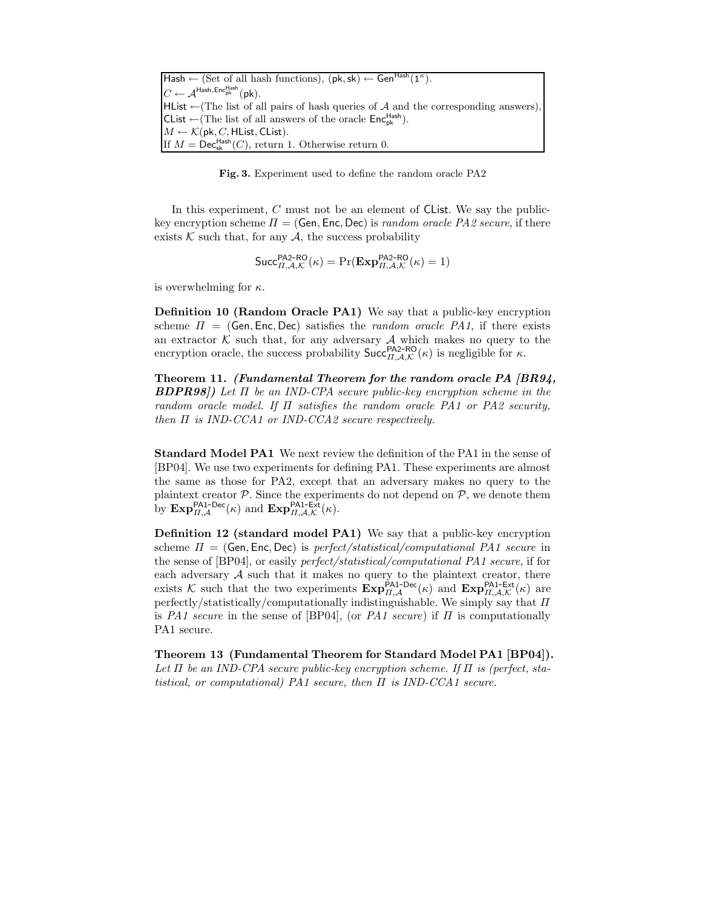```
Hash ← (Set of all hash functions), (pk, sk) ← Gen^Hash(1^κ).
C ← A^{Hash, Enc_pk^Hash}(pk).
HList ←(The list of all pairs of hash queries of A and the corresponding answers),
CList ←(The list of all answers of the oracle Enc_pk^Hash).
M ← K(pk, C, HList, CList).
If M = Dec_sk^Hash(C), return 1. Otherwise return 0.
```

**Fig. 3.** Experiment used to define the random oracle PA2

In this experiment, $C$ must not be an element of $\mathsf{CList}$. We say the public-key encryption scheme $\Pi = (\mathsf{Gen}, \mathsf{Enc}, \mathsf{Dec})$ is *random oracle PA2 secure*, if there exists $\mathcal{K}$ such that, for any $\mathcal{A}$, the success probability

$$\mathsf{Succ}^{\mathsf{PA2\text{-}RO}}_{\Pi,\mathcal{A},\mathcal{K}}(\kappa) = \Pr(\mathbf{Exp}^{\mathsf{PA2\text{-}RO}}_{\Pi,\mathcal{A},\mathcal{K}}(\kappa) = 1)$$

is overwhelming for $\kappa$.

**Definition 10 (Random Oracle PA1)** We say that a public-key encryption scheme $\Pi = (\mathsf{Gen}, \mathsf{Enc}, \mathsf{Dec})$ satisfies the *random oracle PA1*, if there exists an extractor $\mathcal{K}$ such that, for any adversary $\mathcal{A}$ which makes no query to the encryption oracle, the success probability $\mathsf{Succ}^{\mathsf{PA2\text{-}RO}}_{\Pi,\mathcal{A},\mathcal{K}}(\kappa)$ is negligible for $\kappa$.

**Theorem 11.** ***(Fundamental Theorem for the random oracle PA [BR94, BDPR98])*** *Let $\Pi$ be an IND-CPA secure public-key encryption scheme in the random oracle model. If $\Pi$ satisfies the random oracle PA1 or PA2 security, then $\Pi$ is IND-CCA1 or IND-CCA2 secure respectively.*

**Standard Model PA1** We next review the definition of the PA1 in the sense of [BP04]. We use two experiments for defining PA1. These experiments are almost the same as those for PA2, except that an adversary makes no query to the plaintext creator $\mathcal{P}$. Since the experiments do not depend on $\mathcal{P}$, we denote them by $\mathbf{Exp}^{\mathsf{PA1\text{-}Dec}}_{\Pi,\mathcal{A}}(\kappa)$ and $\mathbf{Exp}^{\mathsf{PA1\text{-}Ext}}_{\Pi,\mathcal{A},\mathcal{K}}(\kappa)$.

**Definition 12 (standard model PA1)** We say that a public-key encryption scheme $\Pi = (\mathsf{Gen}, \mathsf{Enc}, \mathsf{Dec})$ is *perfect/statistical/computational PA1 secure* in the sense of [BP04], or easily *perfect/statistical/computational PA1 secure*, if for each adversary $\mathcal{A}$ such that it makes no query to the plaintext creator, there exists $\mathcal{K}$ such that the two experiments $\mathbf{Exp}^{\mathsf{PA1\text{-}Dec}}_{\Pi,\mathcal{A}}(\kappa)$ and $\mathbf{Exp}^{\mathsf{PA1\text{-}Ext}}_{\Pi,\mathcal{A},\mathcal{K}}(\kappa)$ are perfectly/statistically/computationally indistinguishable. We simply say that $\Pi$ is *PA1 secure* in the sense of [BP04], (or *PA1 secure*) if $\Pi$ is computationally PA1 secure.

**Theorem 13 (Fundamental Theorem for Standard Model PA1 [BP04]).** *Let $\Pi$ be an IND-CPA secure public-key encryption scheme. If $\Pi$ is (perfect, statistical, or computational) PA1 secure, then $\Pi$ is IND-CCA1 secure.*